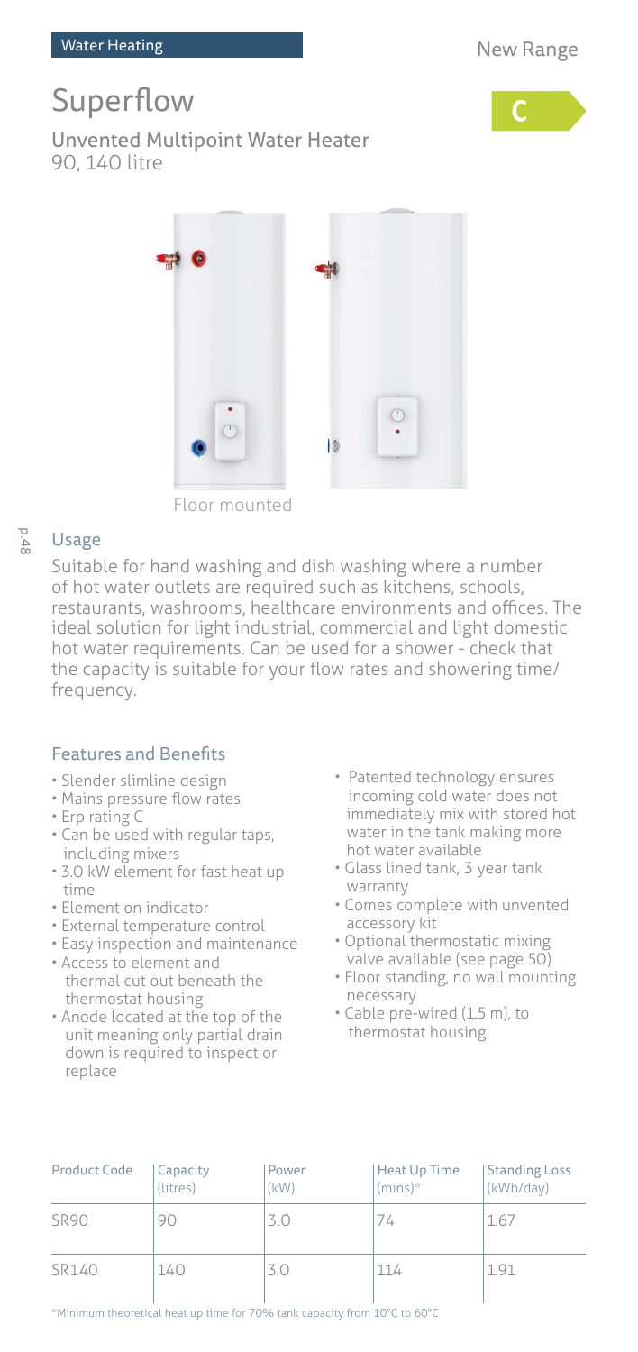Water Heating

New Range

# Superflow

C

## Unvented Multipoint Water Heater
90, 140 litre

Floor mounted

### Usage

Suitable for hand washing and dish washing where a number of hot water outlets are required such as kitchens, schools, restaurants, washrooms, healthcare environments and offices. The ideal solution for light industrial, commercial and light domestic hot water requirements. Can be used for a shower - check that the capacity is suitable for your flow rates and showering time/ frequency.

### Features and Benefits

- Slender slimline design
- Mains pressure flow rates
- Erp rating C
- Can be used with regular taps, including mixers
- 3.0 kW element for fast heat up time
- Element on indicator
- External temperature control
- Easy inspection and maintenance
- Access to element and thermal cut out beneath the thermostat housing
- Anode located at the top of the unit meaning only partial drain down is required to inspect or replace
- Patented technology ensures incoming cold water does not immediately mix with stored hot water in the tank making more hot water available
- Glass lined tank, 3 year tank warranty
- Comes complete with unvented accessory kit
- Optional thermostatic mixing valve available (see page 50)
- Floor standing, no wall mounting necessary
- Cable pre-wired (1.5 m), to thermostat housing

| Product Code | Capacity (litres) | Power (kW) | Heat Up Time (mins)* | Standing Loss (kWh/day) |
|---|---|---|---|---|
| SR90 | 90 | 3.0 | 74 | 1.67 |
| SR140 | 140 | 3.0 | 114 | 1.91 |

*Minimum theoretical heat up time for 70% tank capacity from 10°C to 60°C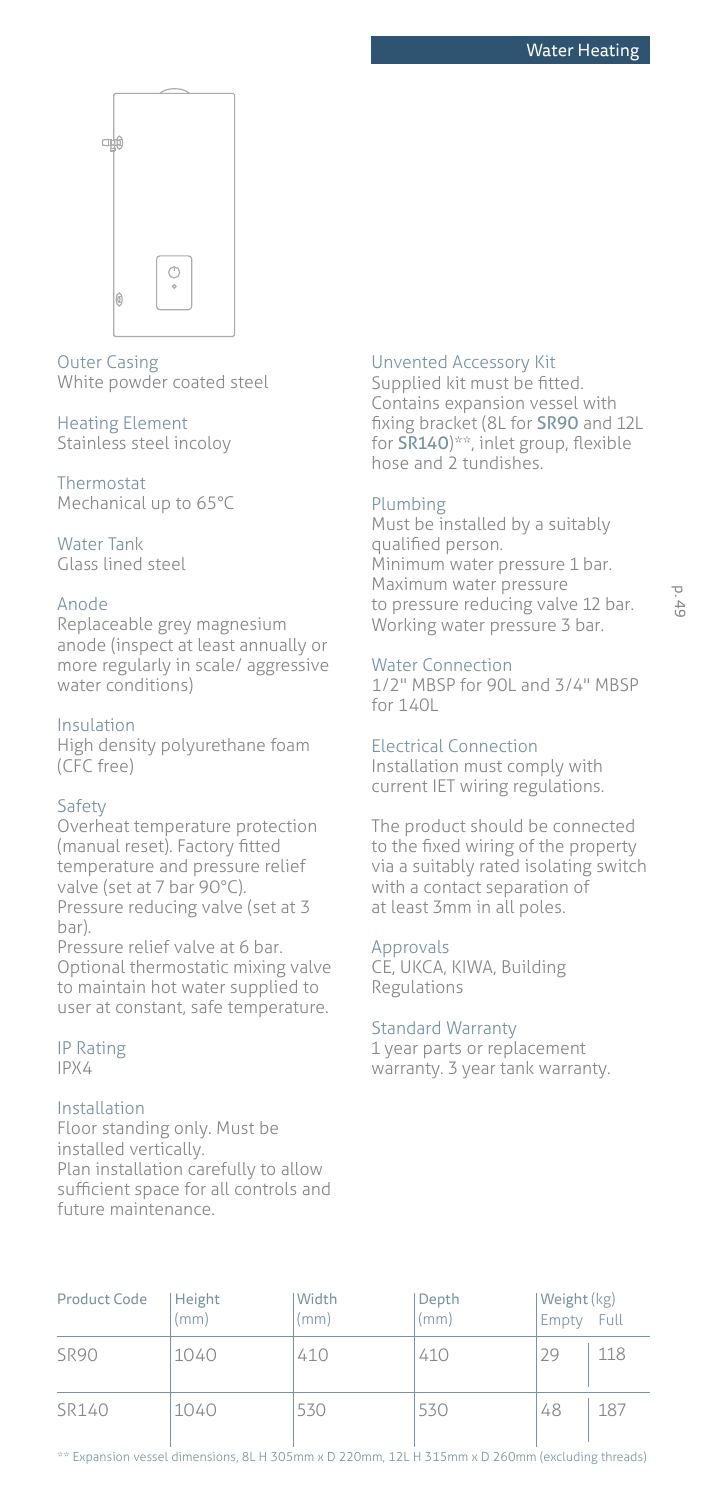### Outer Casing
White powder coated steel

### Heating Element
Stainless steel incoloy

### Thermostat
Mechanical up to 65°C

### Water Tank
Glass lined steel

### Anode
Replaceable grey magnesium anode (inspect at least annually or more regularly in scale/ aggressive water conditions)

### Insulation
High density polyurethane foam (CFC free)

### Safety
Overheat temperature protection (manual reset). Factory fitted temperature and pressure relief valve (set at 7 bar 90°C).
Pressure reducing valve (set at 3 bar).
Pressure relief valve at 6 bar.
Optional thermostatic mixing valve to maintain hot water supplied to user at constant, safe temperature.

### IP Rating
IPX4

### Installation
Floor standing only. Must be installed vertically.
Plan installation carefully to allow sufficient space for all controls and future maintenance.

### Unvented Accessory Kit
Supplied kit must be fitted. Contains expansion vessel with fixing bracket (8L for SR90 and 12L for SR140)**, inlet group, flexible hose and 2 tundishes.

### Plumbing
Must be installed by a suitably qualified person.
Minimum water pressure 1 bar.
Maximum water pressure to pressure reducing valve 12 bar.
Working water pressure 3 bar.

### Water Connection
1/2" MBSP for 90L and 3/4" MBSP for 140L

### Electrical Connection
Installation must comply with current IET wiring regulations.

The product should be connected to the fixed wiring of the property via a suitably rated isolating switch with a contact separation of at least 3mm in all poles.

### Approvals
CE, UKCA, KIWA, Building Regulations

### Standard Warranty
1 year parts or replacement warranty. 3 year tank warranty.

| Product Code | Height (mm) | Width (mm) | Depth (mm) | Weight (kg) Empty | Weight (kg) Full |
|---|---|---|---|---|---|
| SR90 | 1040 | 410 | 410 | 29 | 118 |
| SR140 | 1040 | 530 | 530 | 48 | 187 |

** Expansion vessel dimensions, 8L H 305mm x D 220mm, 12L H 315mm x D 260mm (excluding threads)